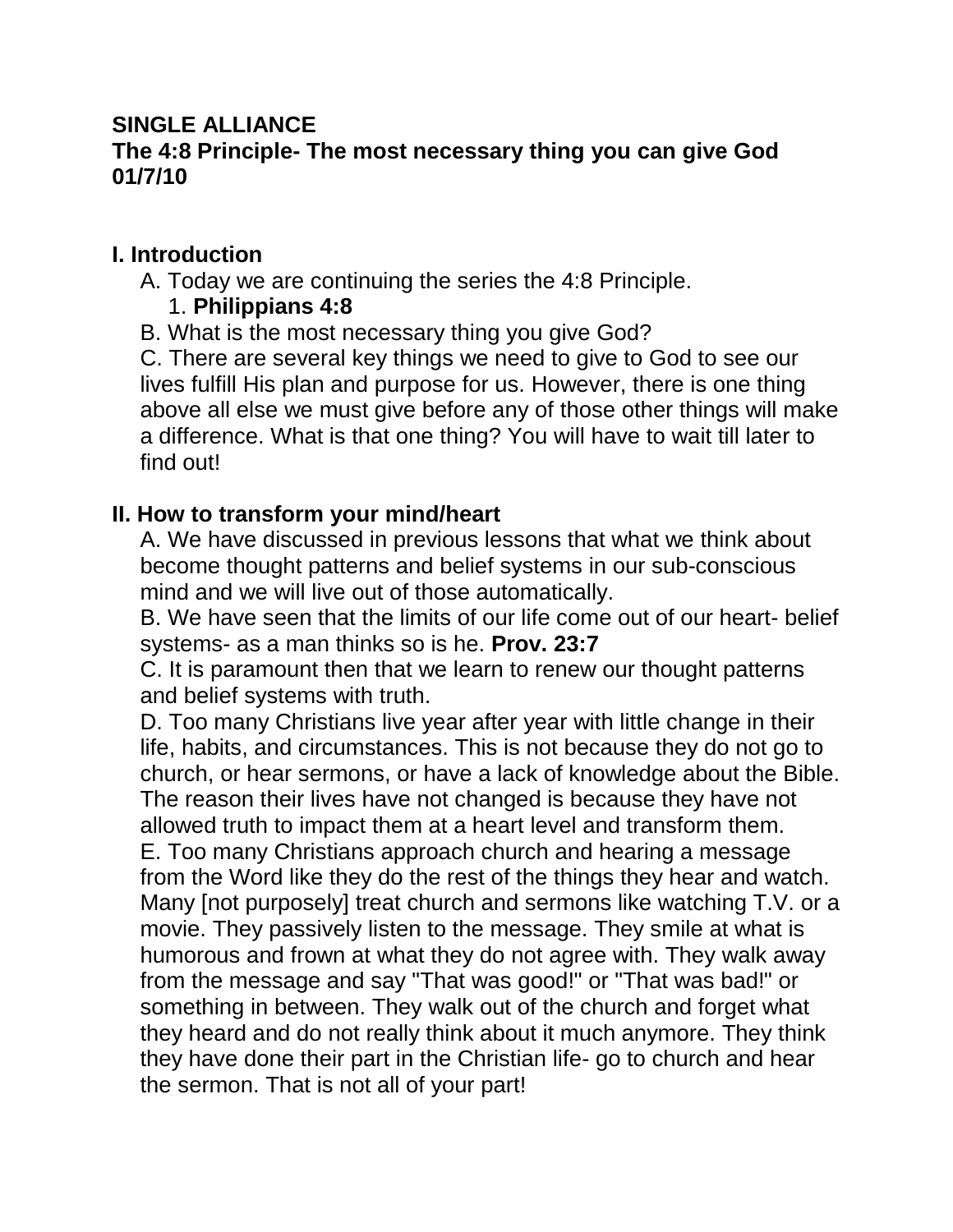**SINGLE ALLIANCE**
**The 4:8 Principle- The most necessary thing you can give God**
**01/7/10**

## I. Introduction

A. Today we are continuing the series the 4:8 Principle.

  1. **Philippians 4:8**

B. What is the most necessary thing you give God?

C. There are several key things we need to give to God to see our lives fulfill His plan and purpose for us. However, there is one thing above all else we must give before any of those other things will make a difference. What is that one thing? You will have to wait till later to find out!

## II. How to transform your mind/heart

A. We have discussed in previous lessons that what we think about become thought patterns and belief systems in our sub-conscious mind and we will live out of those automatically.

B. We have seen that the limits of our life come out of our heart- belief systems- as a man thinks so is he. **Prov. 23:7**

C. It is paramount then that we learn to renew our thought patterns and belief systems with truth.

D. Too many Christians live year after year with little change in their life, habits, and circumstances. This is not because they do not go to church, or hear sermons, or have a lack of knowledge about the Bible. The reason their lives have not changed is because they have not allowed truth to impact them at a heart level and transform them.

E. Too many Christians approach church and hearing a message from the Word like they do the rest of the things they hear and watch. Many [not purposely] treat church and sermons like watching T.V. or a movie. They passively listen to the message. They smile at what is humorous and frown at what they do not agree with. They walk away from the message and say "That was good!" or "That was bad!" or something in between. They walk out of the church and forget what they heard and do not really think about it much anymore. They think they have done their part in the Christian life- go to church and hear the sermon. That is not all of your part!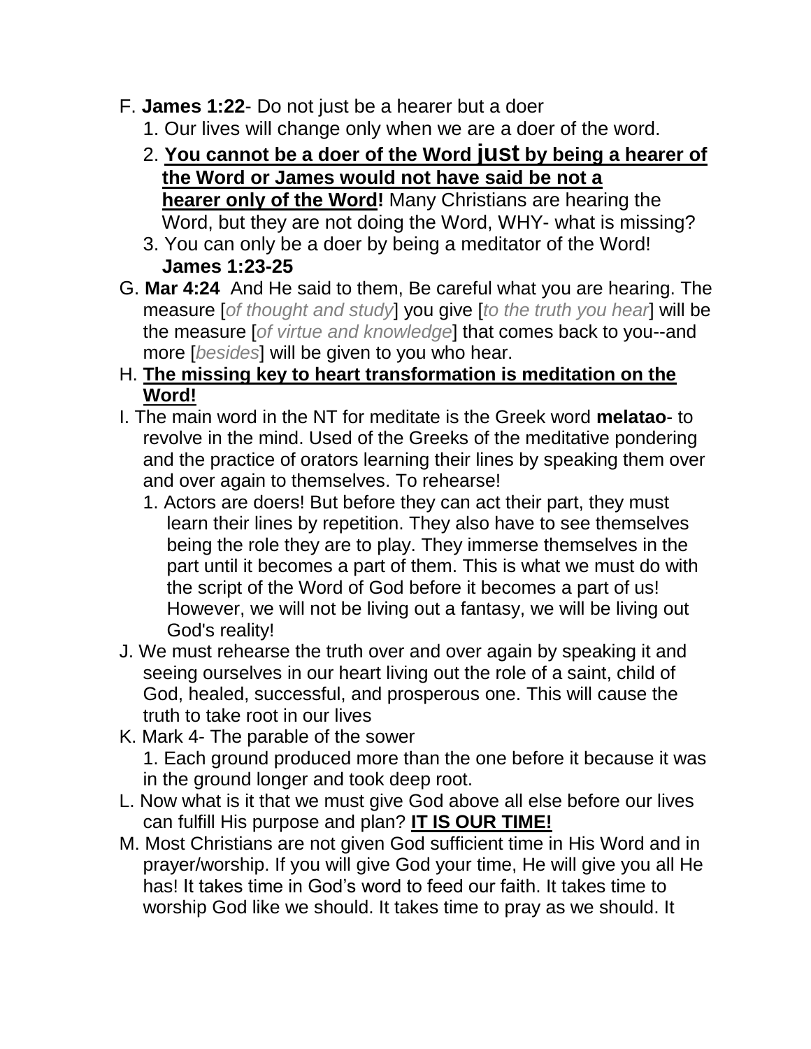F. **James 1:22**- Do not just be a hearer but a doer

1. Our lives will change only when we are a doer of the word.
2. <u>**You cannot be a doer of the Word just by being a hearer of the Word or James would not have said be not a hearer only of the Word**</u>**!** Many Christians are hearing the Word, but they are not doing the Word, WHY- what is missing?
3. You can only be a doer by being a meditator of the Word! **James 1:23-25**

G. **Mar 4:24** And He said to them, Be careful what you are hearing. The measure [*of thought and study*] you give [*to the truth you hear*] will be the measure [*of virtue and knowledge*] that comes back to you--and more [*besides*] will be given to you who hear.

H. <u>**The missing key to heart transformation is meditation on the Word!**</u>

I. The main word in the NT for meditate is the Greek word **melatao**- to revolve in the mind. Used of the Greeks of the meditative pondering and the practice of orators learning their lines by speaking them over and over again to themselves. To rehearse!

1. Actors are doers! But before they can act their part, they must learn their lines by repetition. They also have to see themselves being the role they are to play. They immerse themselves in the part until it becomes a part of them. This is what we must do with the script of the Word of God before it becomes a part of us! However, we will not be living out a fantasy, we will be living out God's reality!

J. We must rehearse the truth over and over again by speaking it and seeing ourselves in our heart living out the role of a saint, child of God, healed, successful, and prosperous one. This will cause the truth to take root in our lives

K. Mark 4- The parable of the sower

1. Each ground produced more than the one before it because it was in the ground longer and took deep root.

L. Now what is it that we must give God above all else before our lives can fulfill His purpose and plan? <u>**IT IS OUR TIME!**</u>

M. Most Christians are not given God sufficient time in His Word and in prayer/worship. If you will give God your time, He will give you all He has! It takes time in God's word to feed our faith. It takes time to worship God like we should. It takes time to pray as we should. It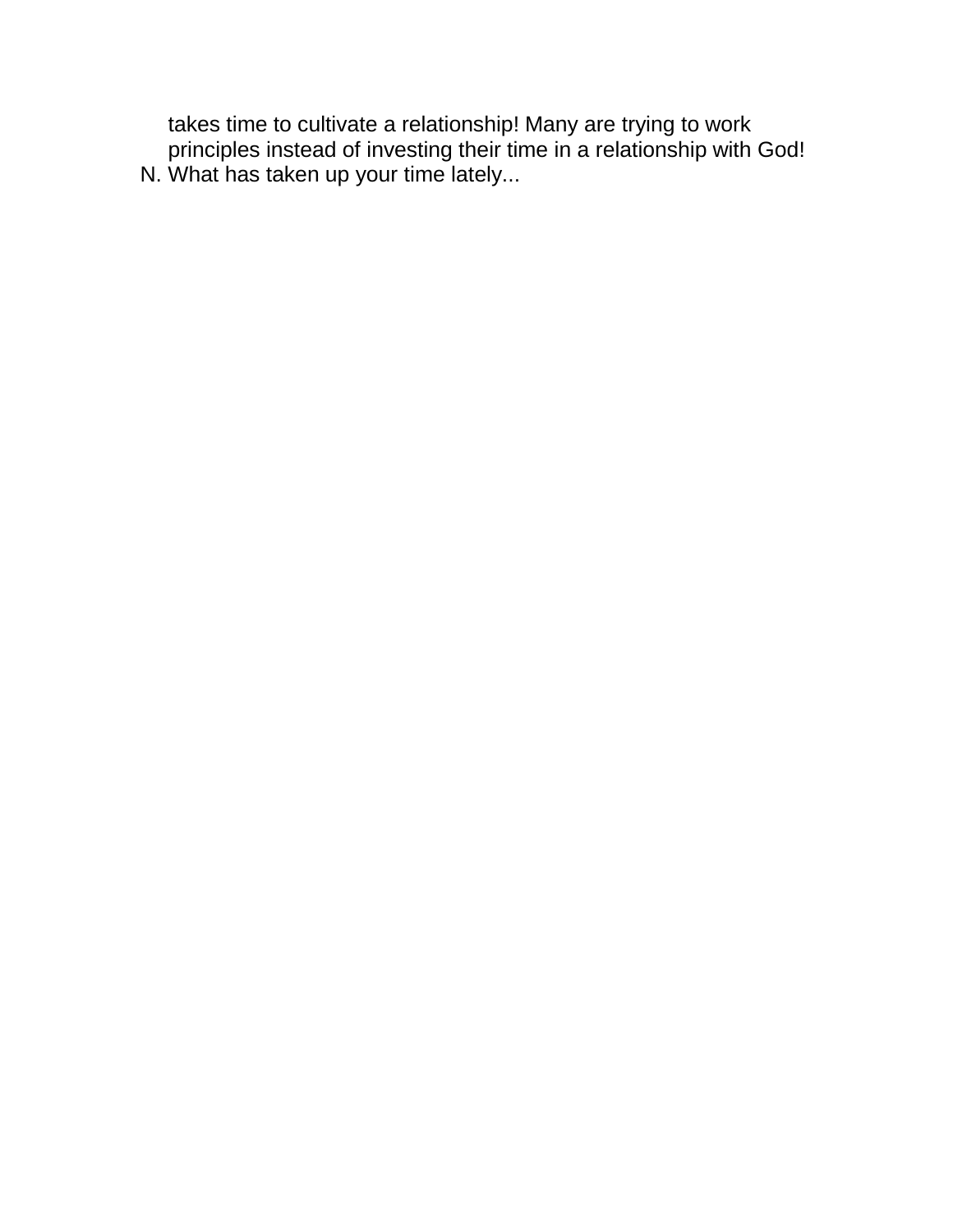takes time to cultivate a relationship! Many are trying to work principles instead of investing their time in a relationship with God!

N. What has taken up your time lately...